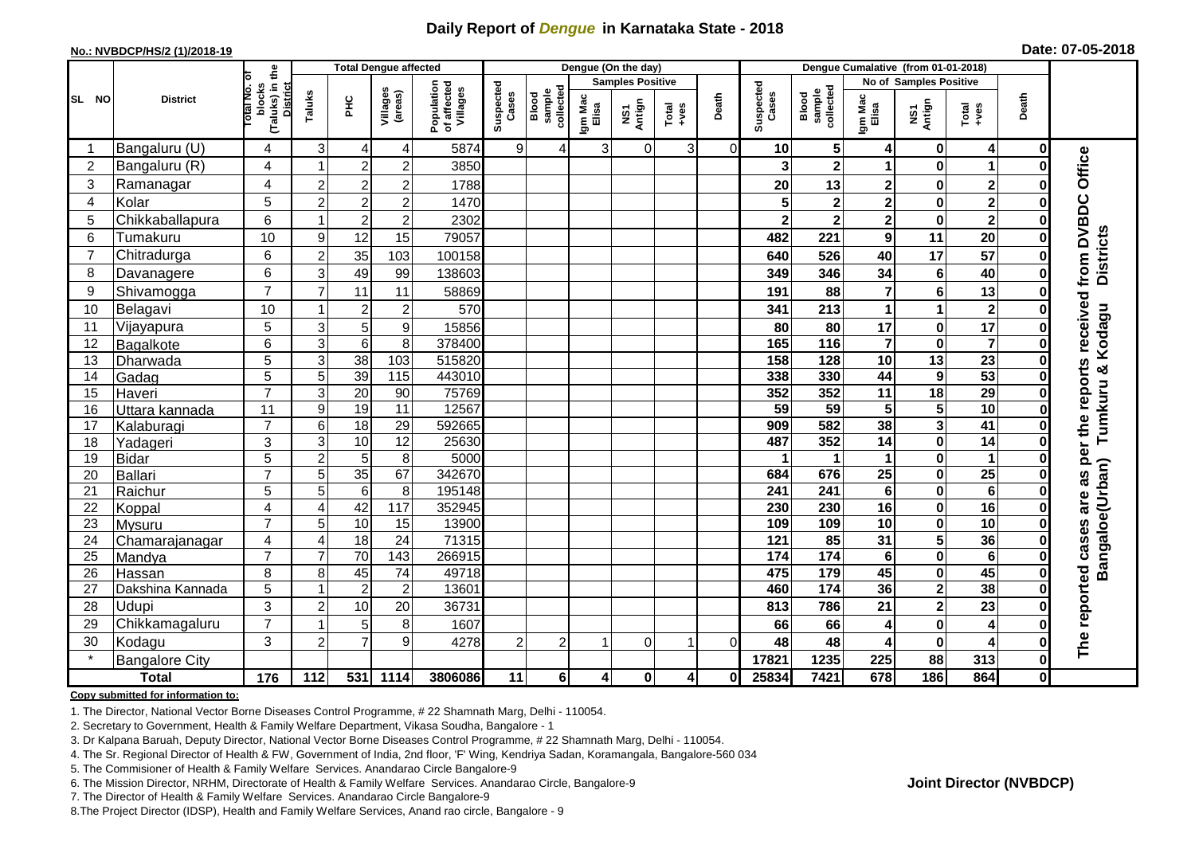# Daily Report of *Dengue* in Karnataka State - 2018

**No.: NVBDCP/HS/2 (1)/2018-19**

**Date: 07-05-2018**

| SL NO | District | Total No. of blocks (Taluks) in the District | Total Dengue affected | | | | Dengue (On the day) | | | | | | | Dengue Cumalative (from 01-01-2018) | | | | | | | |
|---|---|---|---|---|---|---|---|---|---|---|---|---|---|---|---|---|---|---|---|---|
| | | | Taluks | PHC | Villages (areas) | Population of affected Villages | Suspected Cases | Blood sample collected | Samples Positive | | | Death | Suspected Cases | Blood sample collected | No of Samples Positive | | | Death | |
| | | | | | | | | | Igm Mac Elisa | NS1 Antign | Total +ves | | | | Igm Mac Elisa | NS1 Antign | Total +ves | | |
| 1 | Bangaluru (U) | 4 | 3 | 4 | 4 | 5874 | 9 | 4 | 3 | 0 | 3 | 0 | 10 | 5 | 4 | 0 | 4 | 0 | The reported cases are as per the reports received from DVBDC Office Bangaloe(Urban) Tumkuru & Kodagu Districts |
| 2 | Bangaluru (R) | 4 | 1 | 2 | 2 | 3850 | | | | | | | 3 | 2 | 1 | 0 | 1 | 0 | |
| 3 | Ramanagar | 4 | 2 | 2 | 2 | 1788 | | | | | | | 20 | 13 | 2 | 0 | 2 | 0 | |
| 4 | Kolar | 5 | 2 | 2 | 2 | 1470 | | | | | | | 5 | 2 | 2 | 0 | 2 | 0 | |
| 5 | Chikkaballapura | 6 | 1 | 2 | 2 | 2302 | | | | | | | 2 | 2 | 2 | 0 | 2 | 0 | |
| 6 | Tumakuru | 10 | 9 | 12 | 15 | 79057 | | | | | | | 482 | 221 | 9 | 11 | 20 | 0 | |
| 7 | Chitradurga | 6 | 2 | 35 | 103 | 100158 | | | | | | | 640 | 526 | 40 | 17 | 57 | 0 | |
| 8 | Davanagere | 6 | 3 | 49 | 99 | 138603 | | | | | | | 349 | 346 | 34 | 6 | 40 | 0 | |
| 9 | Shivamogga | 7 | 7 | 11 | 11 | 58869 | | | | | | | 191 | 88 | 7 | 6 | 13 | 0 | |
| 10 | Belagavi | 10 | 1 | 2 | 2 | 570 | | | | | | | 341 | 213 | 1 | 1 | 2 | 0 | |
| 11 | Vijayapura | 5 | 3 | 5 | 9 | 15856 | | | | | | | 80 | 80 | 17 | 0 | 17 | 0 | |
| 12 | Bagalkote | 6 | 3 | 6 | 8 | 378400 | | | | | | | 165 | 116 | 7 | 0 | 7 | 0 | |
| 13 | Dharwada | 5 | 3 | 38 | 103 | 515820 | | | | | | | 158 | 128 | 10 | 13 | 23 | 0 | |
| 14 | Gadag | 5 | 5 | 39 | 115 | 443010 | | | | | | | 338 | 330 | 44 | 9 | 53 | 0 | |
| 15 | Haveri | 7 | 3 | 20 | 90 | 75769 | | | | | | | 352 | 352 | 11 | 18 | 29 | 0 | |
| 16 | Uttara kannada | 11 | 9 | 19 | 11 | 12567 | | | | | | | 59 | 59 | 5 | 5 | 10 | 0 | |
| 17 | Kalaburagi | 7 | 6 | 18 | 29 | 592665 | | | | | | | 909 | 582 | 38 | 3 | 41 | 0 | |
| 18 | Yadageri | 3 | 3 | 10 | 12 | 25630 | | | | | | | 487 | 352 | 14 | 0 | 14 | 0 | |
| 19 | Bidar | 5 | 2 | 5 | 8 | 5000 | | | | | | | 1 | 1 | 1 | 0 | 1 | 0 | |
| 20 | Ballari | 7 | 5 | 35 | 67 | 342670 | | | | | | | 684 | 676 | 25 | 0 | 25 | 0 | |
| 21 | Raichur | 5 | 5 | 6 | 8 | 195148 | | | | | | | 241 | 241 | 6 | 0 | 6 | 0 | |
| 22 | Koppal | 4 | 4 | 42 | 117 | 352945 | | | | | | | 230 | 230 | 16 | 0 | 16 | 0 | |
| 23 | Mysuru | 7 | 5 | 10 | 15 | 13900 | | | | | | | 109 | 109 | 10 | 0 | 10 | 0 | |
| 24 | Chamarajanagar | 4 | 4 | 18 | 24 | 71315 | | | | | | | 121 | 85 | 31 | 5 | 36 | 0 | |
| 25 | Mandya | 7 | 7 | 70 | 143 | 266915 | | | | | | | 174 | 174 | 6 | 0 | 6 | 0 | |
| 26 | Hassan | 8 | 8 | 45 | 74 | 49718 | | | | | | | 475 | 179 | 45 | 0 | 45 | 0 | |
| 27 | Dakshina Kannada | 5 | 1 | 2 | 2 | 13601 | | | | | | | 460 | 174 | 36 | 2 | 38 | 0 | |
| 28 | Udupi | 3 | 2 | 10 | 20 | 36731 | | | | | | | 813 | 786 | 21 | 2 | 23 | 0 | |
| 29 | Chikkamagaluru | 7 | 1 | 5 | 8 | 1607 | | | | | | | 66 | 66 | 4 | 0 | 4 | 0 | |
| 30 | Kodagu | 3 | 2 | 7 | 9 | 4278 | 2 | 2 | 1 | 0 | 1 | 0 | 48 | 48 | 4 | 0 | 4 | 0 | |
| * | Bangalore City | | | | | | | | | | | | 17821 | 1235 | 225 | 88 | 313 | 0 | |
| **Total** | | **176** | **112** | **531** | **1114** | **3806086** | **11** | **6** | **4** | **0** | **4** | **0** | **25834** | **7421** | **678** | **186** | **864** | **0** | |

**Copy submitted for information to:**

1. The Director, National Vector Borne Diseases Control Programme, # 22 Shamnath Marg, Delhi - 110054.
2. Secretary to Government, Health & Family Welfare Department, Vikasa Soudha, Bangalore - 1
3. Dr Kalpana Baruah, Deputy Director, National Vector Borne Diseases Control Programme, # 22 Shamnath Marg, Delhi - 110054.
4. The Sr. Regional Director of Health & FW, Government of India, 2nd floor, 'F' Wing, Kendriya Sadan, Koramangala, Bangalore-560 034
5. The Commisioner of Health & Family Welfare Services. Anandarao Circle Bangalore-9
6. The Mission Director, NRHM, Directorate of Health & Family Welfare Services. Anandarao Circle, Bangalore-9
7. The Director of Health & Family Welfare Services. Anandarao Circle Bangalore-9
8. The Project Director (IDSP), Health and Family Welfare Services, Anand rao circle, Bangalore - 9

**Joint Director (NVBDCP)**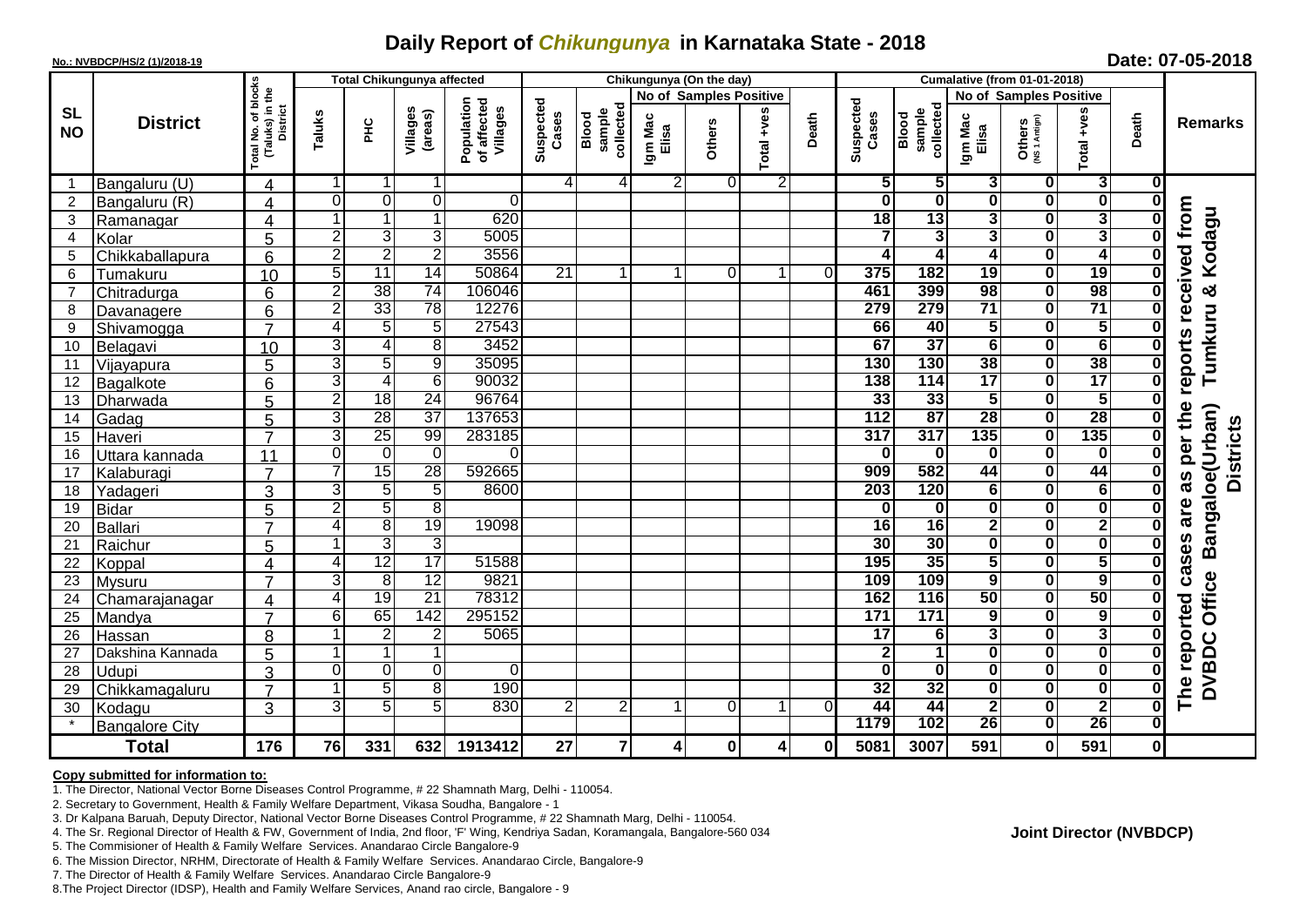# Daily Report of *Chikungunya* in Karnataka State - 2018

**No.: NVBDCP/HS/2 (1)/2018-19**

**Date: 07-05-2018**

| SL NO | District | Total No. of blocks (Taluks) in the District | Total Chikungunya affected | | | | Chikungunya (On the day) | | | | | | | Cumalative (from 01-01-2018) | | | | | | | Remarks |
|---|---|---|---|---|---|---|---|---|---|---|---|---|---|---|---|---|---|---|---|---|---|
| | | | | | | | | | No of Samples Positive | | | | | | | No of Samples Positive | | | | | |
| | | | Taluks | PHC | Villages (areas) | Population of affected Villages | Suspected Cases | Blood sample collected | Igm Mac Elisa | Others | Total +ves | Death | Suspected Cases | Blood sample collected | Igm Mac Elisa | Others (NS 1 Antign) | Total +ves | Death | |
| 1 | Bangaluru (U) | 4 | 1 | 1 | 1 | | 4 | 4 | 2 | 0 | 2 | | 5 | 5 | 3 | 0 | 3 | 0 | The reported cases are as per the reports received from DVBDC Office Bangaloe(Urban) Tumkuru & Kodagu Districts |
| 2 | Bangaluru (R) | 4 | 0 | 0 | 0 | 0 | | | | | | | 0 | 0 | 0 | 0 | 0 | 0 | |
| 3 | Ramanagar | 4 | 1 | 1 | 1 | 620 | | | | | | | 18 | 13 | 3 | 0 | 3 | 0 | |
| 4 | Kolar | 5 | 2 | 3 | 3 | 5005 | | | | | | | 7 | 3 | 3 | 0 | 3 | 0 | |
| 5 | Chikkaballapura | 6 | 2 | 2 | 2 | 3556 | | | | | | | 4 | 4 | 4 | 0 | 4 | 0 | |
| 6 | Tumakuru | 10 | 5 | 11 | 14 | 50864 | 21 | 1 | 1 | 0 | 1 | 0 | 375 | 182 | 19 | 0 | 19 | 0 | |
| 7 | Chitradurga | 6 | 2 | 38 | 74 | 106046 | | | | | | | 461 | 399 | 98 | 0 | 98 | 0 | |
| 8 | Davanagere | 6 | 2 | 33 | 78 | 12276 | | | | | | | 279 | 279 | 71 | 0 | 71 | 0 | |
| 9 | Shivamogga | 7 | 4 | 5 | 5 | 27543 | | | | | | | 66 | 40 | 5 | 0 | 5 | 0 | |
| 10 | Belagavi | 10 | 3 | 4 | 8 | 3452 | | | | | | | 67 | 37 | 6 | 0 | 6 | 0 | |
| 11 | Vijayapura | 5 | 3 | 5 | 9 | 35095 | | | | | | | 130 | 130 | 38 | 0 | 38 | 0 | |
| 12 | Bagalkote | 6 | 3 | 4 | 6 | 90032 | | | | | | | 138 | 114 | 17 | 0 | 17 | 0 | |
| 13 | Dharwada | 5 | 2 | 18 | 24 | 96764 | | | | | | | 33 | 33 | 5 | 0 | 5 | 0 | |
| 14 | Gadag | 5 | 3 | 28 | 37 | 137653 | | | | | | | 112 | 87 | 28 | 0 | 28 | 0 | |
| 15 | Haveri | 7 | 3 | 25 | 99 | 283185 | | | | | | | 317 | 317 | 135 | 0 | 135 | 0 | |
| 16 | Uttara kannada | 11 | 0 | 0 | 0 | 0 | | | | | | | 0 | 0 | 0 | 0 | 0 | 0 | |
| 17 | Kalaburagi | 7 | 7 | 15 | 28 | 592665 | | | | | | | 909 | 582 | 44 | 0 | 44 | 0 | |
| 18 | Yadageri | 3 | 3 | 5 | 5 | 8600 | | | | | | | 203 | 120 | 6 | 0 | 6 | 0 | |
| 19 | Bidar | 5 | 2 | 5 | 8 | | | | | | | | 0 | 0 | 0 | 0 | 0 | 0 | |
| 20 | Ballari | 7 | 4 | 8 | 19 | 19098 | | | | | | | 16 | 16 | 2 | 0 | 2 | 0 | |
| 21 | Raichur | 5 | 1 | 3 | 3 | | | | | | | | 30 | 30 | 0 | 0 | 0 | 0 | |
| 22 | Koppal | 4 | 4 | 12 | 17 | 51588 | | | | | | | 195 | 35 | 5 | 0 | 5 | 0 | |
| 23 | Mysuru | 7 | 3 | 8 | 12 | 9821 | | | | | | | 109 | 109 | 9 | 0 | 9 | 0 | |
| 24 | Chamarajanagar | 4 | 4 | 19 | 21 | 78312 | | | | | | | 162 | 116 | 50 | 0 | 50 | 0 | |
| 25 | Mandya | 7 | 6 | 65 | 142 | 295152 | | | | | | | 171 | 171 | 9 | 0 | 9 | 0 | |
| 26 | Hassan | 8 | 1 | 2 | 2 | 5065 | | | | | | | 17 | 6 | 3 | 0 | 3 | 0 | |
| 27 | Dakshina Kannada | 5 | 1 | 1 | 1 | | | | | | | | 2 | 1 | 0 | 0 | 0 | 0 | |
| 28 | Udupi | 3 | 0 | 0 | 0 | 0 | | | | | | | 0 | 0 | 0 | 0 | 0 | 0 | |
| 29 | Chikkamagaluru | 7 | 1 | 5 | 8 | 190 | | | | | | | 32 | 32 | 0 | 0 | 0 | 0 | |
| 30 | Kodagu | 3 | 3 | 5 | 5 | 830 | 2 | 2 | 1 | 0 | 1 | 0 | 44 | 44 | 2 | 0 | 2 | 0 | |
| * | Bangalore City | | | | | | | | | | | | 1179 | 102 | 26 | 0 | 26 | 0 | |
| **Total** | | **176** | **76** | **331** | **632** | **1913412** | **27** | **7** | **4** | **0** | **4** | **0** | **5081** | **3007** | **591** | **0** | **591** | **0** | |

**Copy submitted for information to:**

1. The Director, National Vector Borne Diseases Control Programme, # 22 Shamnath Marg, Delhi - 110054.
2. Secretary to Government, Health & Family Welfare Department, Vikasa Soudha, Bangalore - 1
3. Dr Kalpana Baruah, Deputy Director, National Vector Borne Diseases Control Programme, # 22 Shamnath Marg, Delhi - 110054.
4. The Sr. Regional Director of Health & FW, Government of India, 2nd floor, 'F' Wing, Kendriya Sadan, Koramangala, Bangalore-560 034
5. The Commisioner of Health & Family Welfare Services. Anandarao Circle Bangalore-9
6. The Mission Director, NRHM, Directorate of Health & Family Welfare Services. Anandarao Circle, Bangalore-9
7. The Director of Health & Family Welfare Services. Anandarao Circle Bangalore-9
8. The Project Director (IDSP), Health and Family Welfare Services, Anand rao circle, Bangalore - 9

**Joint Director (NVBDCP)**